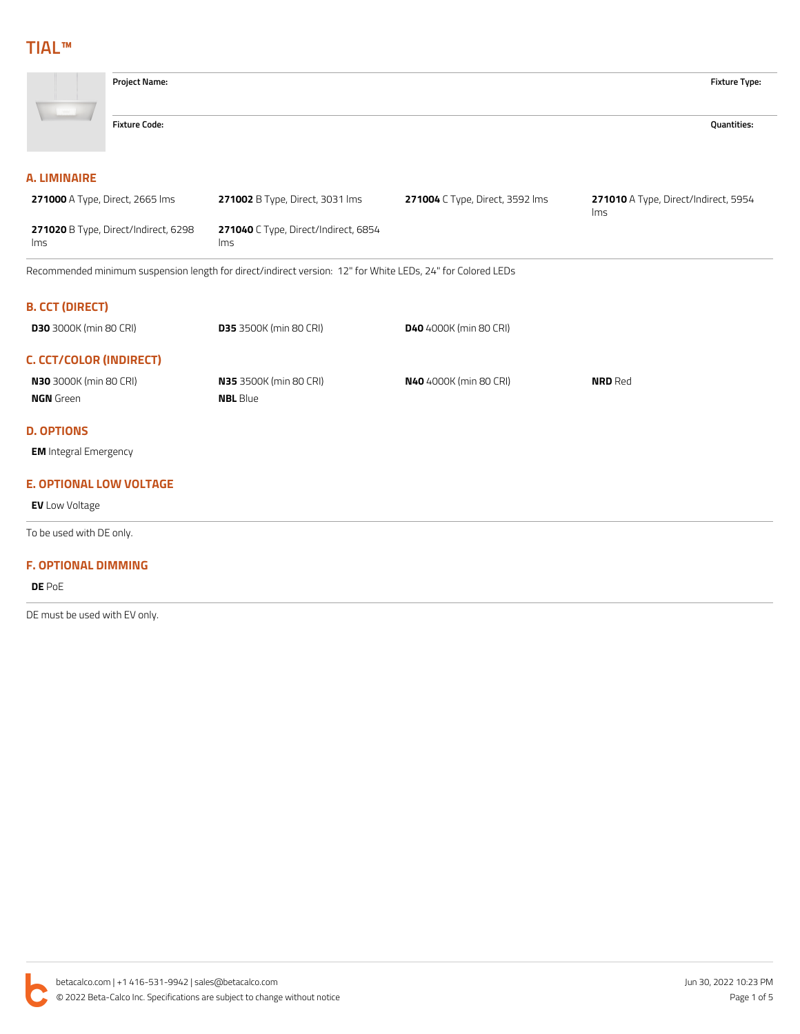# TIAL™

| Project Name: | Fixture Type: |
|---|---|
| **Fixture Code:** | **Quantities:** |

## A. LIMINAIRE

| | | | |
|---|---|---|---|
| **271000** A Type, Direct, 2665 lms | **271002** B Type, Direct, 3031 lms | **271004** C Type, Direct, 3592 lms | **271010** A Type, Direct/Indirect, 5954 lms |
| **271020** B Type, Direct/Indirect, 6298 lms | **271040** C Type, Direct/Indirect, 6854 lms | | |

Recommended minimum suspension length for direct/indirect version: 12" for White LEDs, 24" for Colored LEDs

## B. CCT (DIRECT)

| | | |
|---|---|---|
| **D30** 3000K (min 80 CRI) | **D35** 3500K (min 80 CRI) | **D40** 4000K (min 80 CRI) |

## C. CCT/COLOR (INDIRECT)

| | | | |
|---|---|---|---|
| **N30** 3000K (min 80 CRI) | **N35** 3500K (min 80 CRI) | **N40** 4000K (min 80 CRI) | **NRD** Red |
| **NGN** Green | **NBL** Blue | | |

## D. OPTIONS

**EM** Integral Emergency

## E. OPTIONAL LOW VOLTAGE

**EV** Low Voltage

To be used with DE only.

## F. OPTIONAL DIMMING

**DE** PoE

DE must be used with EV only.

betacalco.com | +1 416-531-9942 | sales@betacalco.com

© 2022 Beta-Calco Inc. Specifications are subject to change without notice

Jun 30, 2022 10:23 PM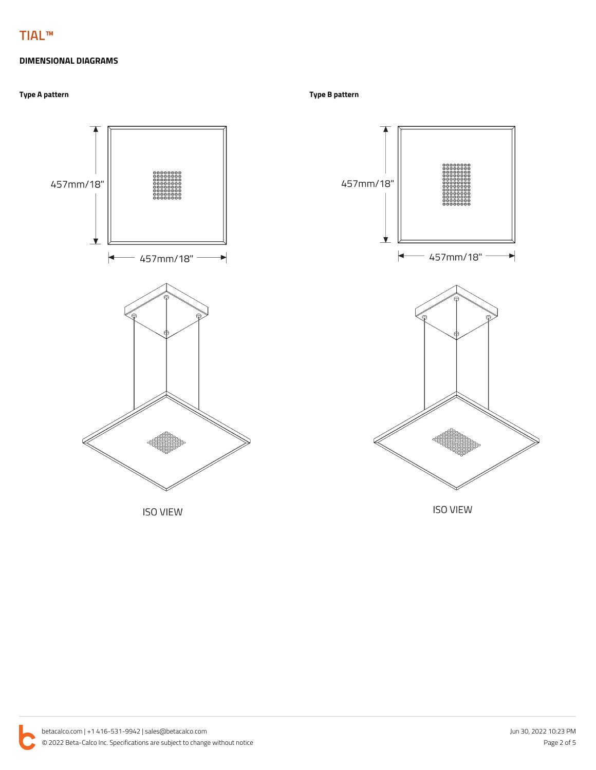# TIAL™

## DIMENSIONAL DIAGRAMS

**Type A pattern**

457mm/18"

457mm/18"

ISO VIEW

**Type B pattern**

457mm/18"

457mm/18"

ISO VIEW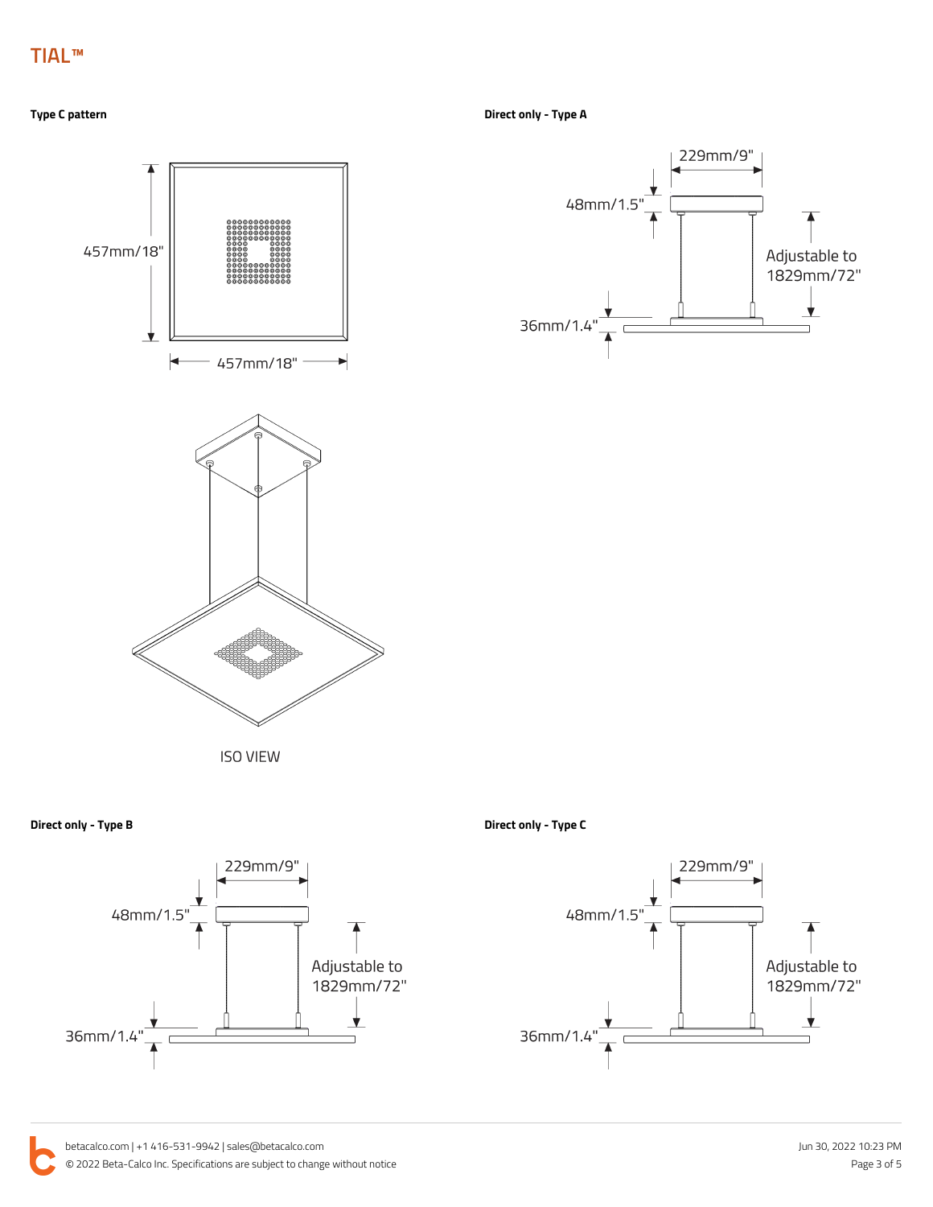# TIAL™

**Type C pattern**

457mm/18"

457mm/18"

ISO VIEW

**Direct only - Type A**

229mm/9"

48mm/1.5"

Adjustable to 1829mm/72"

36mm/1.4"

**Direct only - Type B**

229mm/9"

48mm/1.5"

Adjustable to 1829mm/72"

36mm/1.4"

**Direct only - Type C**

229mm/9"

48mm/1.5"

Adjustable to 1829mm/72"

36mm/1.4"

betacalco.com | +1 416-531-9942 | sales@betacalco.com
© 2022 Beta-Calco Inc. Specifications are subject to change without notice

Jun 30, 2022 10:23 PM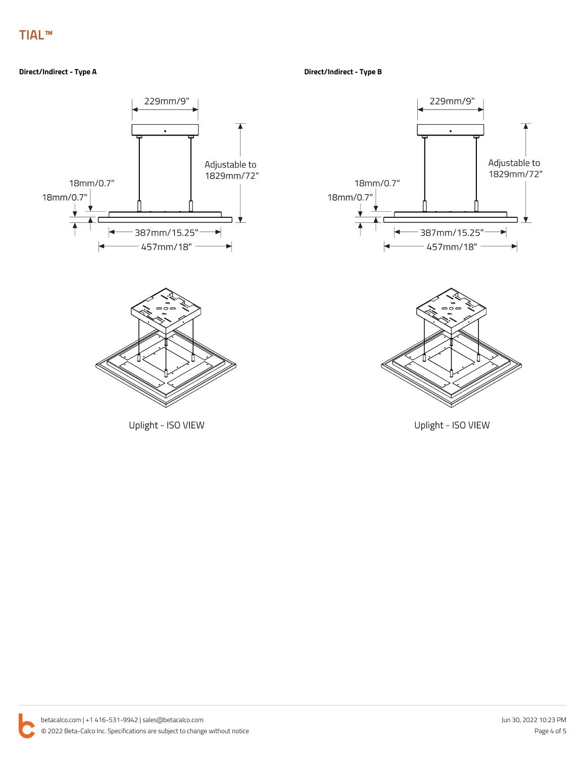# TIAL™

**Direct/Indirect - Type A**

229mm/9"

Adjustable to 1829mm/72"

18mm/0.7"

18mm/0.7"

387mm/15.25"

457mm/18"

Uplight - ISO VIEW

**Direct/Indirect - Type B**

229mm/9"

Adjustable to 1829mm/72"

18mm/0.7"

18mm/0.7"

387mm/15.25"

457mm/18"

Uplight - ISO VIEW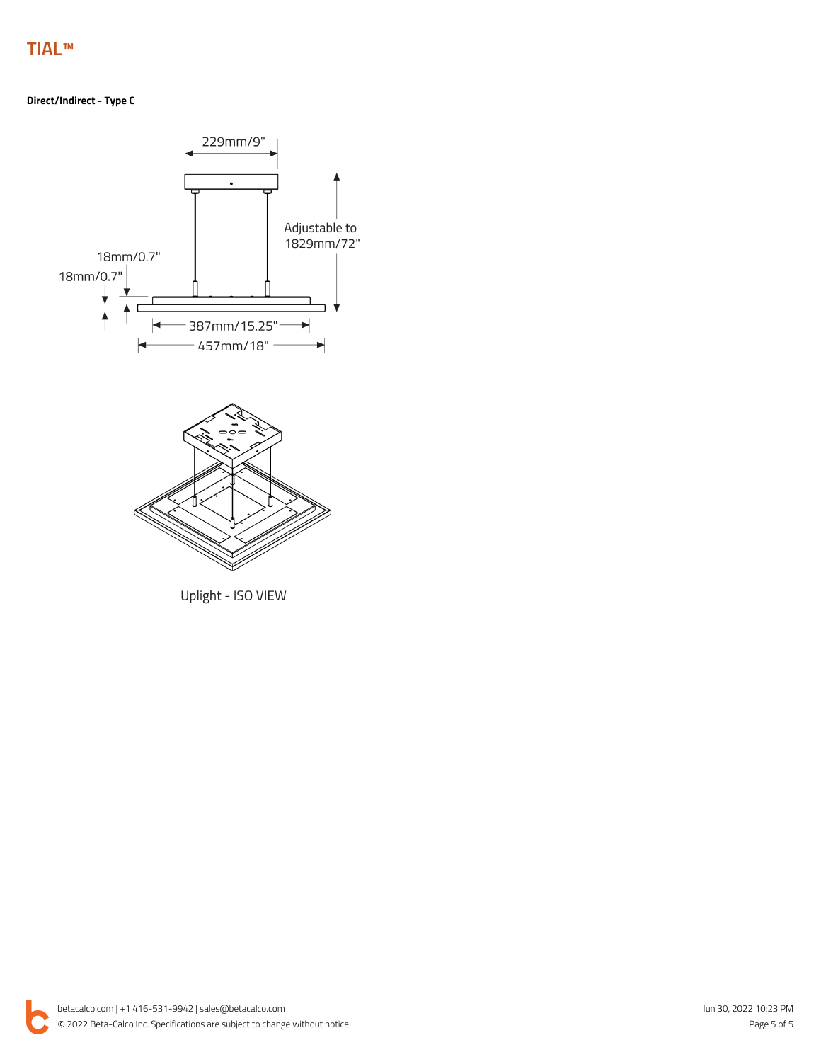# TIAL™

**Direct/Indirect - Type C**

229mm/9"

Adjustable to 1829mm/72"

18mm/0.7"

18mm/0.7"

387mm/15.25"

457mm/18"

Uplight - ISO VIEW